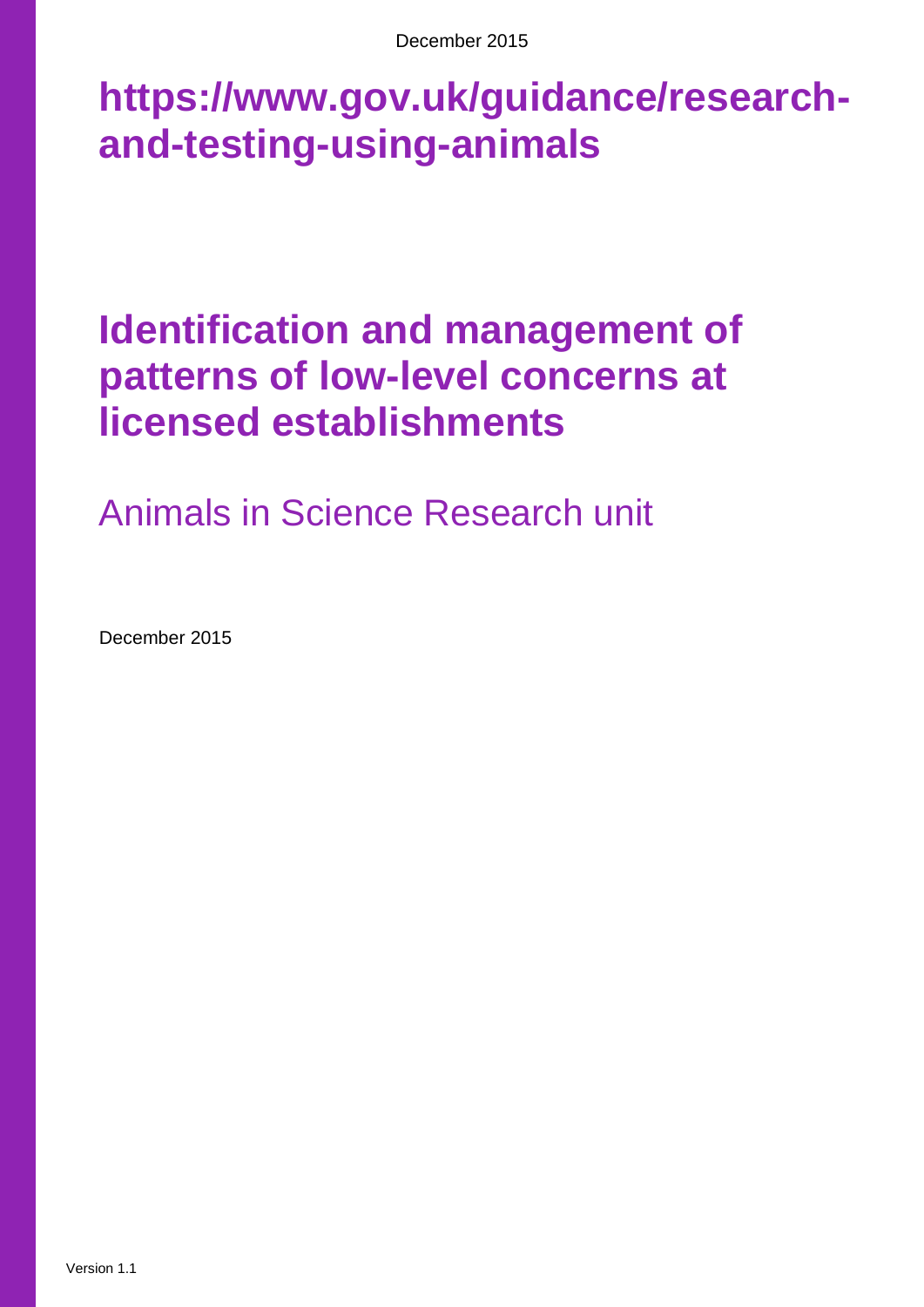# https://www.gov.uk/guidance/research-and-testing-using-animals

# Identification and management of patterns of low-level concerns at licensed establishments

Animals in Science Research unit

December 2015

Version 1.1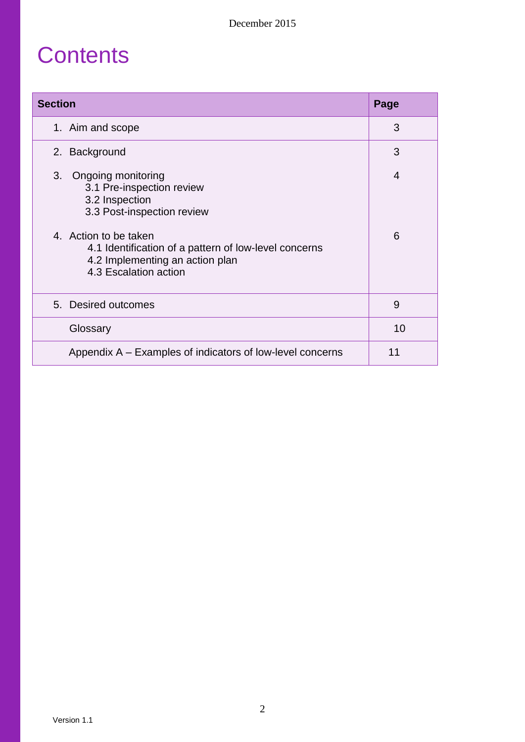# Contents

| Section | Page |
|---|---|
| 1. Aim and scope | 3 |
| 2. Background | 3 |
| 3. Ongoing monitoring<br>3.1 Pre-inspection review<br>3.2 Inspection<br>3.3 Post-inspection review | 4 |
| 4. Action to be taken<br>4.1 Identification of a pattern of low-level concerns<br>4.2 Implementing an action plan<br>4.3 Escalation action | 6 |
| 5. Desired outcomes | 9 |
| Glossary | 10 |
| Appendix A – Examples of indicators of low-level concerns | 11 |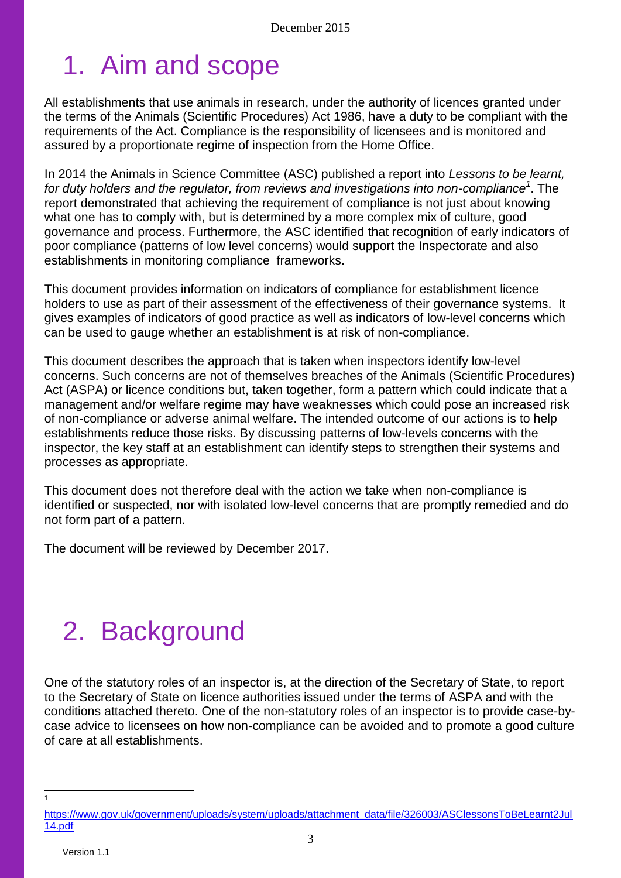# 1. Aim and scope

All establishments that use animals in research, under the authority of licences granted under the terms of the Animals (Scientific Procedures) Act 1986, have a duty to be compliant with the requirements of the Act. Compliance is the responsibility of licensees and is monitored and assured by a proportionate regime of inspection from the Home Office.

In 2014 the Animals in Science Committee (ASC) published a report into *Lessons to be learnt, for duty holders and the regulator, from reviews and investigations into non-compliance*[1]. The report demonstrated that achieving the requirement of compliance is not just about knowing what one has to comply with, but is determined by a more complex mix of culture, good governance and process. Furthermore, the ASC identified that recognition of early indicators of poor compliance (patterns of low level concerns) would support the Inspectorate and also establishments in monitoring compliance frameworks.

This document provides information on indicators of compliance for establishment licence holders to use as part of their assessment of the effectiveness of their governance systems. It gives examples of indicators of good practice as well as indicators of low-level concerns which can be used to gauge whether an establishment is at risk of non-compliance.

This document describes the approach that is taken when inspectors identify low-level concerns. Such concerns are not of themselves breaches of the Animals (Scientific Procedures) Act (ASPA) or licence conditions but, taken together, form a pattern which could indicate that a management and/or welfare regime may have weaknesses which could pose an increased risk of non-compliance or adverse animal welfare. The intended outcome of our actions is to help establishments reduce those risks. By discussing patterns of low-levels concerns with the inspector, the key staff at an establishment can identify steps to strengthen their systems and processes as appropriate.

This document does not therefore deal with the action we take when non-compliance is identified or suspected, nor with isolated low-level concerns that are promptly remedied and do not form part of a pattern.

The document will be reviewed by December 2017.

# 2. Background

One of the statutory roles of an inspector is, at the direction of the Secretary of State, to report to the Secretary of State on licence authorities issued under the terms of ASPA and with the conditions attached thereto. One of the non-statutory roles of an inspector is to provide case-by-case advice to licensees on how non-compliance can be avoided and to promote a good culture of care at all establishments.

---

[1] https://www.gov.uk/government/uploads/system/uploads/attachment_data/file/326003/ASClessonsToBeLearnt2Jul14.pdf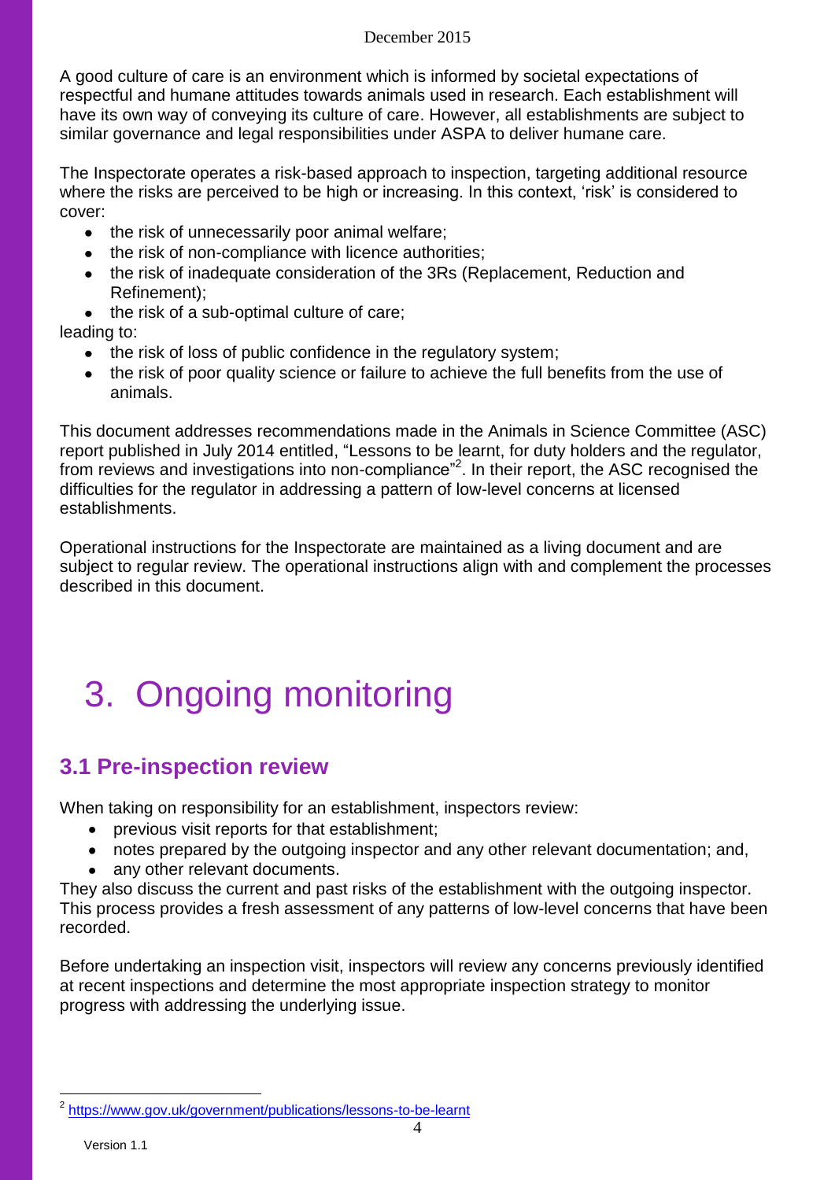A good culture of care is an environment which is informed by societal expectations of respectful and humane attitudes towards animals used in research. Each establishment will have its own way of conveying its culture of care. However, all establishments are subject to similar governance and legal responsibilities under ASPA to deliver humane care.

The Inspectorate operates a risk-based approach to inspection, targeting additional resource where the risks are perceived to be high or increasing. In this context, 'risk' is considered to cover:

- the risk of unnecessarily poor animal welfare;
- the risk of non-compliance with licence authorities;
- the risk of inadequate consideration of the 3Rs (Replacement, Reduction and Refinement);
- the risk of a sub-optimal culture of care;

leading to:

- the risk of loss of public confidence in the regulatory system;
- the risk of poor quality science or failure to achieve the full benefits from the use of animals.

This document addresses recommendations made in the Animals in Science Committee (ASC) report published in July 2014 entitled, "Lessons to be learnt, for duty holders and the regulator, from reviews and investigations into non-compliance"[2]. In their report, the ASC recognised the difficulties for the regulator in addressing a pattern of low-level concerns at licensed establishments.

Operational instructions for the Inspectorate are maintained as a living document and are subject to regular review. The operational instructions align with and complement the processes described in this document.

# 3. Ongoing monitoring

## 3.1 Pre-inspection review

When taking on responsibility for an establishment, inspectors review:

- previous visit reports for that establishment;
- notes prepared by the outgoing inspector and any other relevant documentation; and,
- any other relevant documents.

They also discuss the current and past risks of the establishment with the outgoing inspector. This process provides a fresh assessment of any patterns of low-level concerns that have been recorded.

Before undertaking an inspection visit, inspectors will review any concerns previously identified at recent inspections and determine the most appropriate inspection strategy to monitor progress with addressing the underlying issue.

[2] https://www.gov.uk/government/publications/lessons-to-be-learnt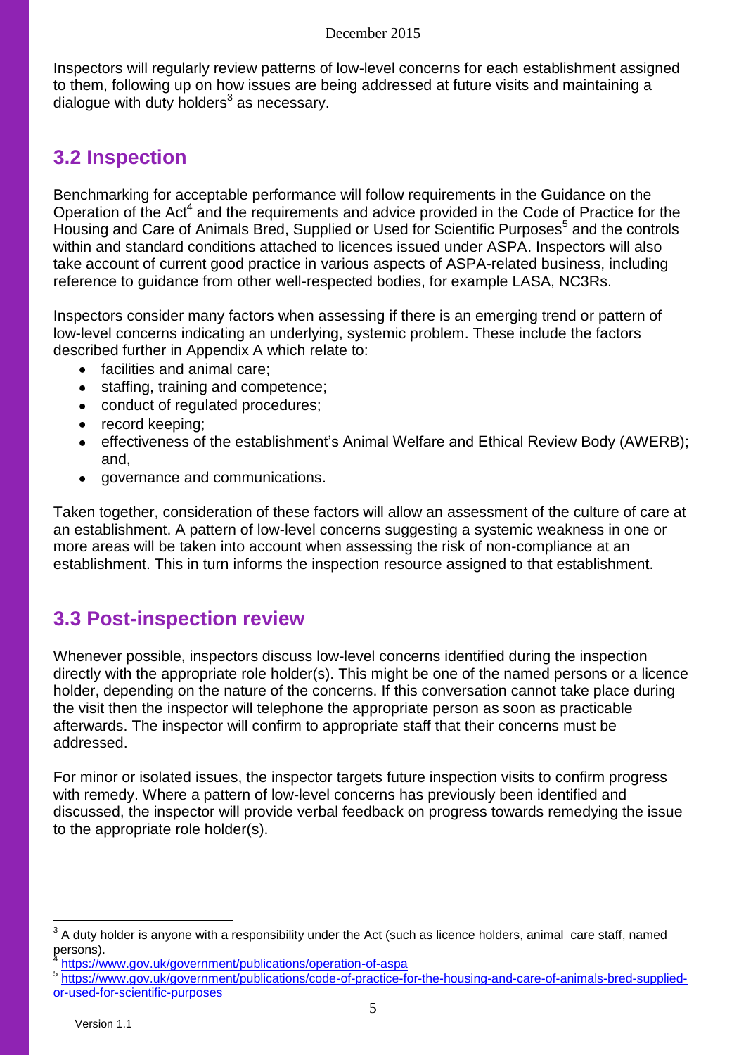Inspectors will regularly review patterns of low-level concerns for each establishment assigned to them, following up on how issues are being addressed at future visits and maintaining a dialogue with duty holders[3] as necessary.

## 3.2 Inspection

Benchmarking for acceptable performance will follow requirements in the Guidance on the Operation of the Act[4] and the requirements and advice provided in the Code of Practice for the Housing and Care of Animals Bred, Supplied or Used for Scientific Purposes[5] and the controls within and standard conditions attached to licences issued under ASPA. Inspectors will also take account of current good practice in various aspects of ASPA-related business, including reference to guidance from other well-respected bodies, for example LASA, NC3Rs.

Inspectors consider many factors when assessing if there is an emerging trend or pattern of low-level concerns indicating an underlying, systemic problem. These include the factors described further in Appendix A which relate to:

- facilities and animal care;
- staffing, training and competence;
- conduct of regulated procedures;
- record keeping;
- effectiveness of the establishment's Animal Welfare and Ethical Review Body (AWERB); and,
- governance and communications.

Taken together, consideration of these factors will allow an assessment of the culture of care at an establishment. A pattern of low-level concerns suggesting a systemic weakness in one or more areas will be taken into account when assessing the risk of non-compliance at an establishment. This in turn informs the inspection resource assigned to that establishment.

## 3.3 Post-inspection review

Whenever possible, inspectors discuss low-level concerns identified during the inspection directly with the appropriate role holder(s). This might be one of the named persons or a licence holder, depending on the nature of the concerns. If this conversation cannot take place during the visit then the inspector will telephone the appropriate person as soon as practicable afterwards. The inspector will confirm to appropriate staff that their concerns must be addressed.

For minor or isolated issues, the inspector targets future inspection visits to confirm progress with remedy. Where a pattern of low-level concerns has previously been identified and discussed, the inspector will provide verbal feedback on progress towards remedying the issue to the appropriate role holder(s).

---

[3] A duty holder is anyone with a responsibility under the Act (such as licence holders, animal care staff, named persons).

[4] https://www.gov.uk/government/publications/operation-of-aspa

[5] https://www.gov.uk/government/publications/code-of-practice-for-the-housing-and-care-of-animals-bred-supplied-or-used-for-scientific-purposes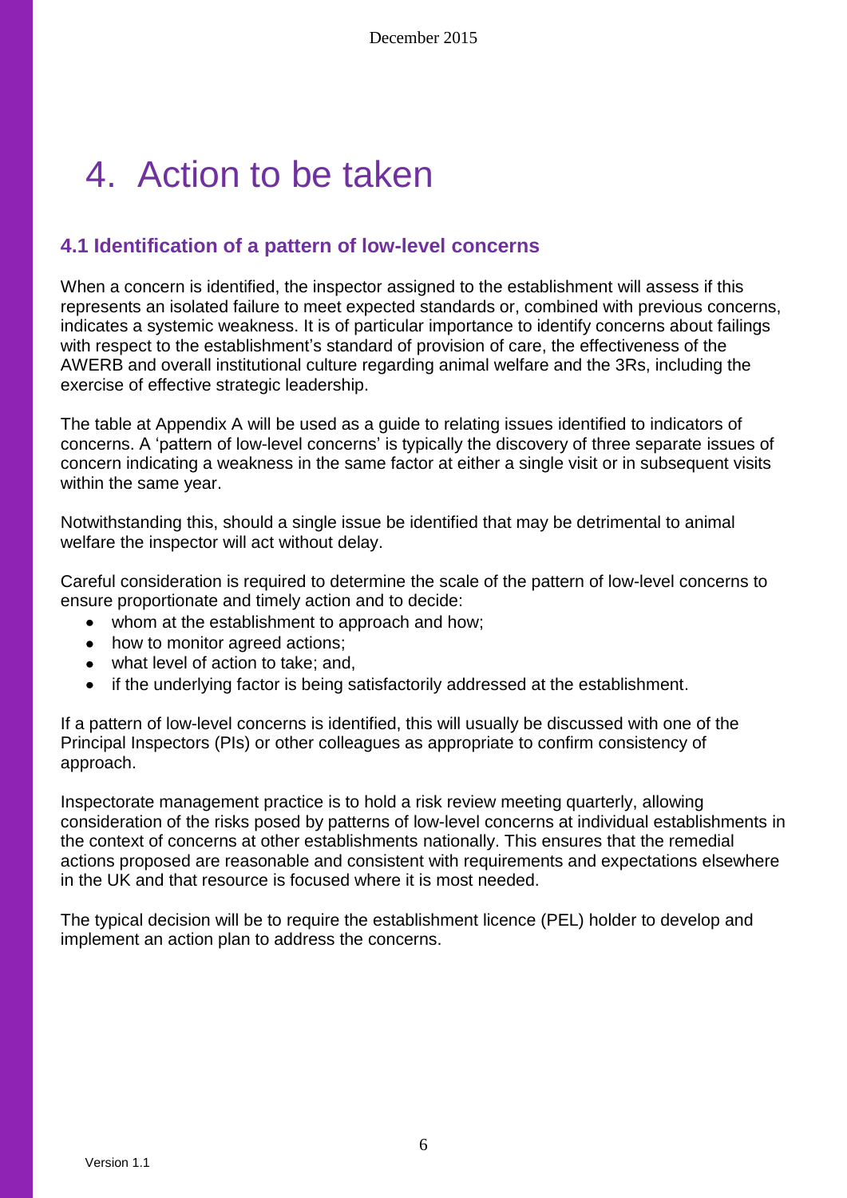# 4. Action to be taken

### 4.1 Identification of a pattern of low-level concerns

When a concern is identified, the inspector assigned to the establishment will assess if this represents an isolated failure to meet expected standards or, combined with previous concerns, indicates a systemic weakness. It is of particular importance to identify concerns about failings with respect to the establishment's standard of provision of care, the effectiveness of the AWERB and overall institutional culture regarding animal welfare and the 3Rs, including the exercise of effective strategic leadership.

The table at Appendix A will be used as a guide to relating issues identified to indicators of concerns. A 'pattern of low-level concerns' is typically the discovery of three separate issues of concern indicating a weakness in the same factor at either a single visit or in subsequent visits within the same year.

Notwithstanding this, should a single issue be identified that may be detrimental to animal welfare the inspector will act without delay.

Careful consideration is required to determine the scale of the pattern of low-level concerns to ensure proportionate and timely action and to decide:

- whom at the establishment to approach and how;
- how to monitor agreed actions;
- what level of action to take; and,
- if the underlying factor is being satisfactorily addressed at the establishment.

If a pattern of low-level concerns is identified, this will usually be discussed with one of the Principal Inspectors (PIs) or other colleagues as appropriate to confirm consistency of approach.

Inspectorate management practice is to hold a risk review meeting quarterly, allowing consideration of the risks posed by patterns of low-level concerns at individual establishments in the context of concerns at other establishments nationally. This ensures that the remedial actions proposed are reasonable and consistent with requirements and expectations elsewhere in the UK and that resource is focused where it is most needed.

The typical decision will be to require the establishment licence (PEL) holder to develop and implement an action plan to address the concerns.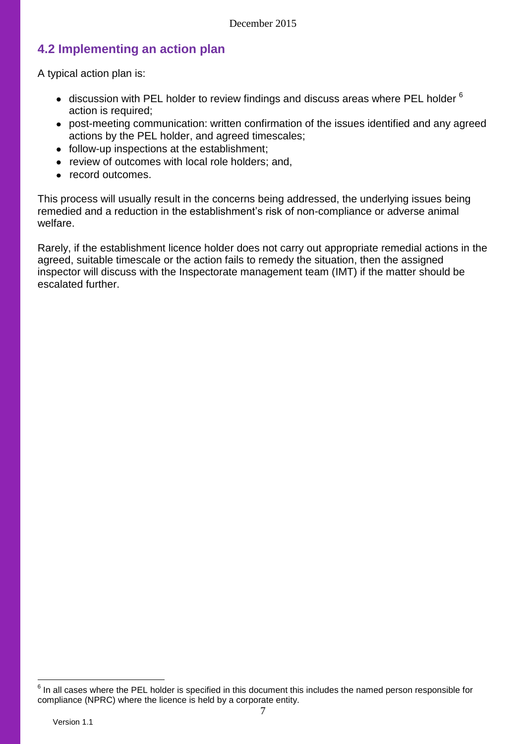## 4.2 Implementing an action plan

A typical action plan is:

- discussion with PEL holder to review findings and discuss areas where PEL holder [6] action is required;
- post-meeting communication: written confirmation of the issues identified and any agreed actions by the PEL holder, and agreed timescales;
- follow-up inspections at the establishment;
- review of outcomes with local role holders; and,
- record outcomes.

This process will usually result in the concerns being addressed, the underlying issues being remedied and a reduction in the establishment's risk of non-compliance or adverse animal welfare.

Rarely, if the establishment licence holder does not carry out appropriate remedial actions in the agreed, suitable timescale or the action fails to remedy the situation, then the assigned inspector will discuss with the Inspectorate management team (IMT) if the matter should be escalated further.

[6] In all cases where the PEL holder is specified in this document this includes the named person responsible for compliance (NPRC) where the licence is held by a corporate entity.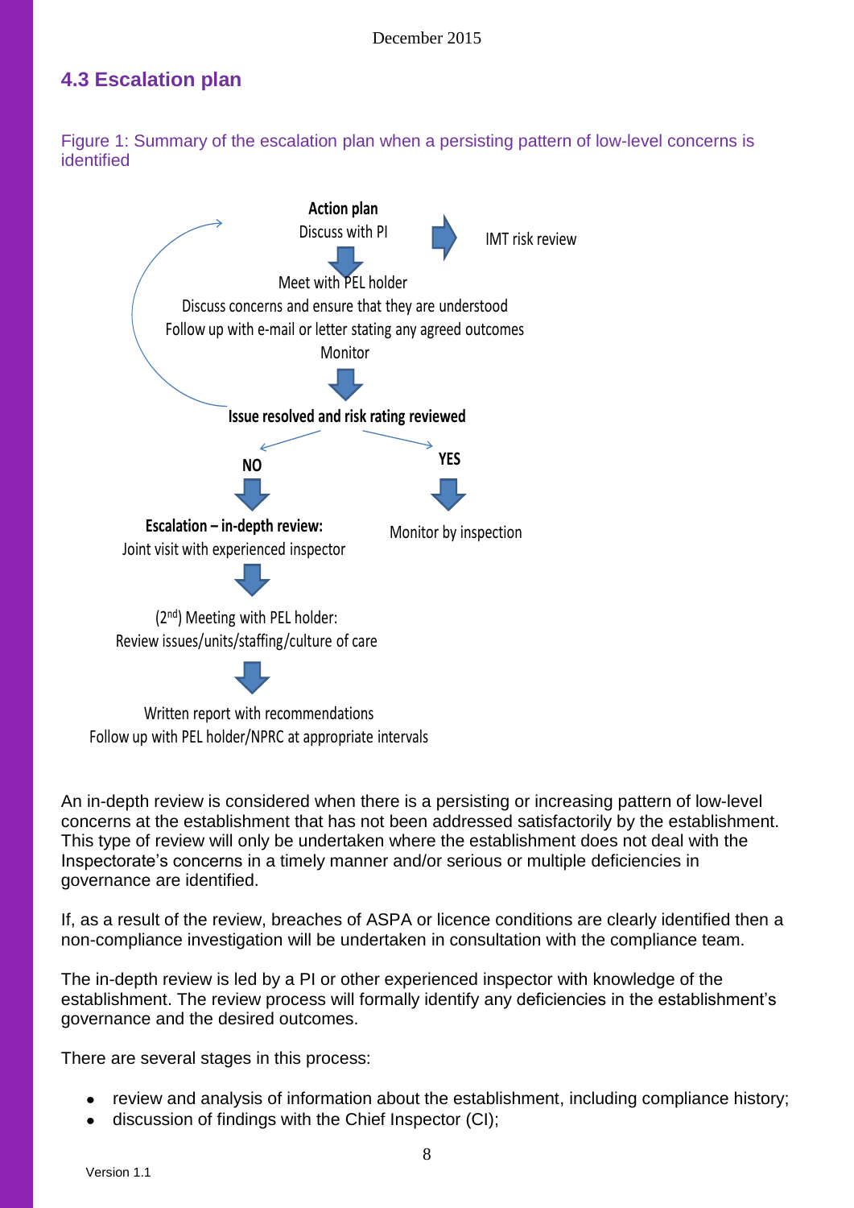## 4.3 Escalation plan

Figure 1: Summary of the escalation plan when a persisting pattern of low-level concerns is identified

**Action plan**
Discuss with PI → IMT risk review

Meet with PEL holder
Discuss concerns and ensure that they are understood
Follow up with e-mail or letter stating any agreed outcomes
Monitor

**Issue resolved and risk rating reviewed**

**NO**

**Escalation – in-depth review:**
Joint visit with experienced inspector

(2nd) Meeting with PEL holder:
Review issues/units/staffing/culture of care

Written report with recommendations
Follow up with PEL holder/NPRC at appropriate intervals

**YES**

Monitor by inspection

An in-depth review is considered when there is a persisting or increasing pattern of low-level concerns at the establishment that has not been addressed satisfactorily by the establishment. This type of review will only be undertaken where the establishment does not deal with the Inspectorate's concerns in a timely manner and/or serious or multiple deficiencies in governance are identified.

If, as a result of the review, breaches of ASPA or licence conditions are clearly identified then a non-compliance investigation will be undertaken in consultation with the compliance team.

The in-depth review is led by a PI or other experienced inspector with knowledge of the establishment. The review process will formally identify any deficiencies in the establishment's governance and the desired outcomes.

There are several stages in this process:

- review and analysis of information about the establishment, including compliance history;
- discussion of findings with the Chief Inspector (CI);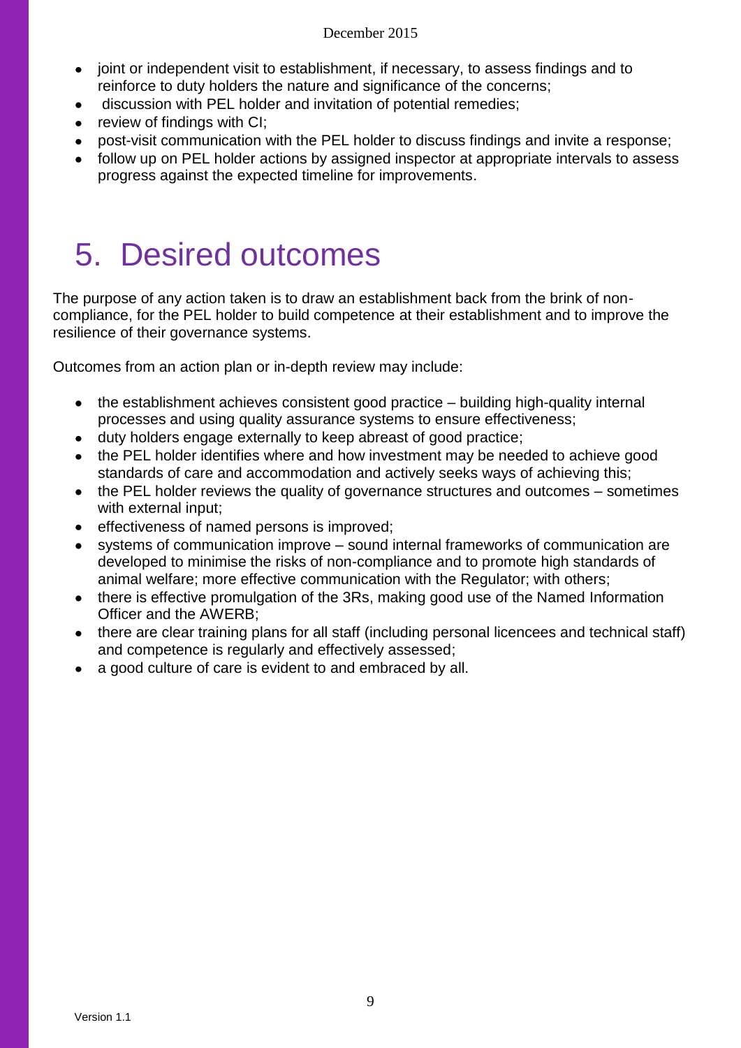- joint or independent visit to establishment, if necessary, to assess findings and to reinforce to duty holders the nature and significance of the concerns;
- discussion with PEL holder and invitation of potential remedies;
- review of findings with CI;
- post-visit communication with the PEL holder to discuss findings and invite a response;
- follow up on PEL holder actions by assigned inspector at appropriate intervals to assess progress against the expected timeline for improvements.

# 5. Desired outcomes

The purpose of any action taken is to draw an establishment back from the brink of non-compliance, for the PEL holder to build competence at their establishment and to improve the resilience of their governance systems.

Outcomes from an action plan or in-depth review may include:

- the establishment achieves consistent good practice – building high-quality internal processes and using quality assurance systems to ensure effectiveness;
- duty holders engage externally to keep abreast of good practice;
- the PEL holder identifies where and how investment may be needed to achieve good standards of care and accommodation and actively seeks ways of achieving this;
- the PEL holder reviews the quality of governance structures and outcomes – sometimes with external input;
- effectiveness of named persons is improved;
- systems of communication improve – sound internal frameworks of communication are developed to minimise the risks of non-compliance and to promote high standards of animal welfare; more effective communication with the Regulator; with others;
- there is effective promulgation of the 3Rs, making good use of the Named Information Officer and the AWERB;
- there are clear training plans for all staff (including personal licencees and technical staff) and competence is regularly and effectively assessed;
- a good culture of care is evident to and embraced by all.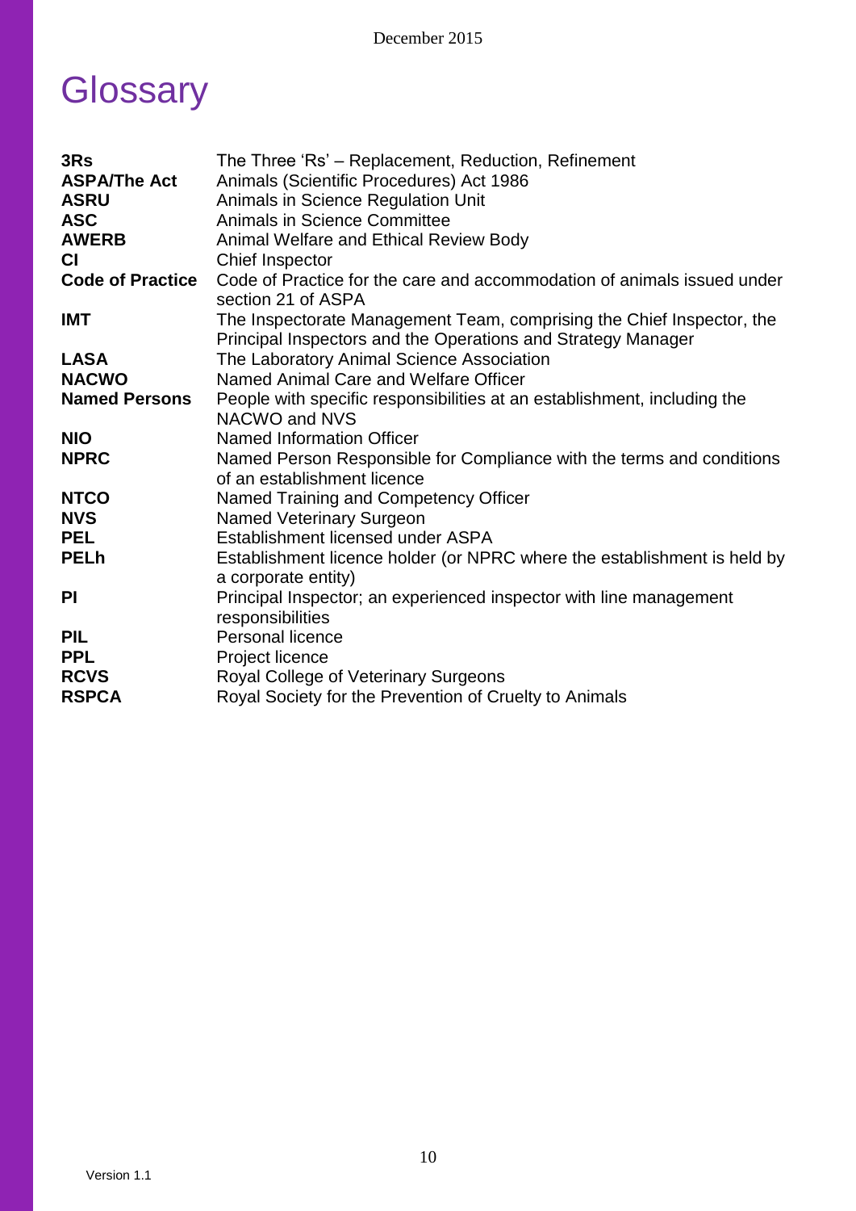# Glossary

| | |
|---|---|
| **3Rs** | The Three 'Rs' – Replacement, Reduction, Refinement |
| **ASPA/The Act** | Animals (Scientific Procedures) Act 1986 |
| **ASRU** | Animals in Science Regulation Unit |
| **ASC** | Animals in Science Committee |
| **AWERB** | Animal Welfare and Ethical Review Body |
| **CI** | Chief Inspector |
| **Code of Practice** | Code of Practice for the care and accommodation of animals issued under section 21 of ASPA |
| **IMT** | The Inspectorate Management Team, comprising the Chief Inspector, the Principal Inspectors and the Operations and Strategy Manager |
| **LASA** | The Laboratory Animal Science Association |
| **NACWO** | Named Animal Care and Welfare Officer |
| **Named Persons** | People with specific responsibilities at an establishment, including the NACWO and NVS |
| **NIO** | Named Information Officer |
| **NPRC** | Named Person Responsible for Compliance with the terms and conditions of an establishment licence |
| **NTCO** | Named Training and Competency Officer |
| **NVS** | Named Veterinary Surgeon |
| **PEL** | Establishment licensed under ASPA |
| **PELh** | Establishment licence holder (or NPRC where the establishment is held by a corporate entity) |
| **PI** | Principal Inspector; an experienced inspector with line management responsibilities |
| **PIL** | Personal licence |
| **PPL** | Project licence |
| **RCVS** | Royal College of Veterinary Surgeons |
| **RSPCA** | Royal Society for the Prevention of Cruelty to Animals |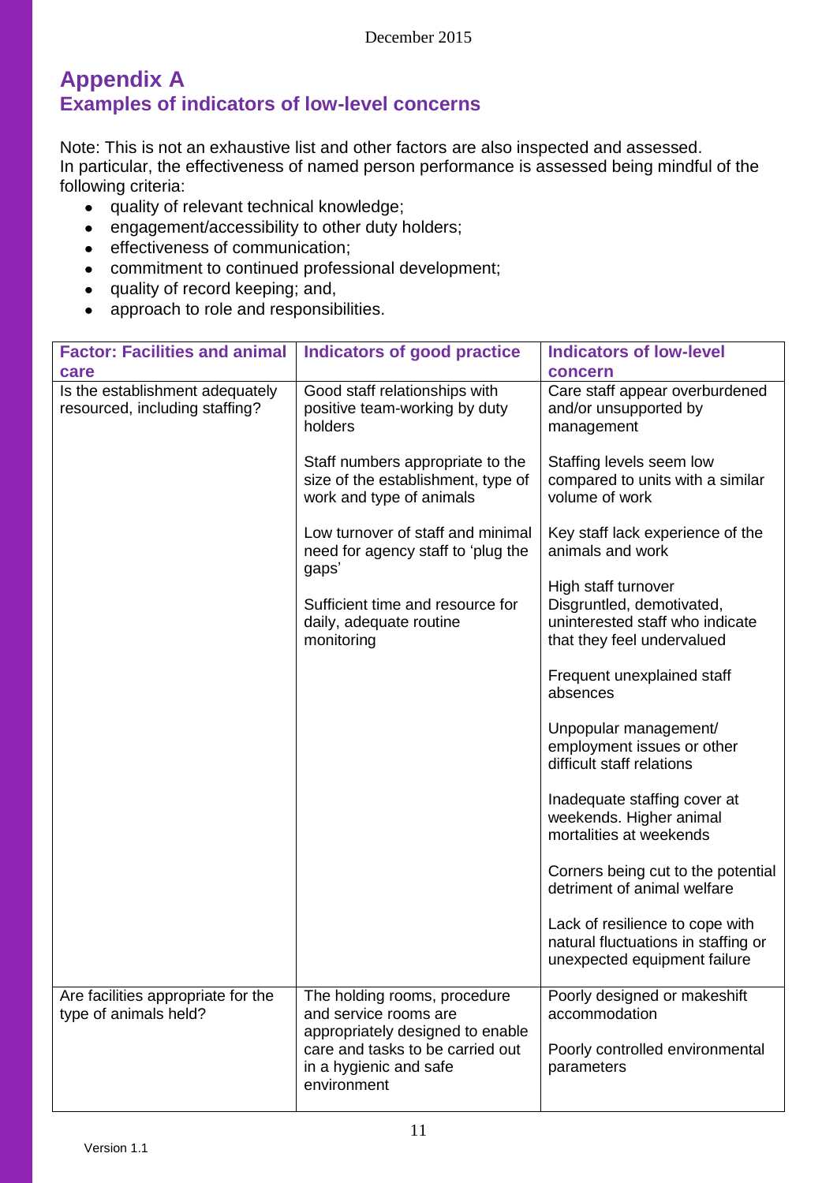# Appendix A

## Examples of indicators of low-level concerns

Note: This is not an exhaustive list and other factors are also inspected and assessed. In particular, the effectiveness of named person performance is assessed being mindful of the following criteria:

- quality of relevant technical knowledge;
- engagement/accessibility to other duty holders;
- effectiveness of communication;
- commitment to continued professional development;
- quality of record keeping; and,
- approach to role and responsibilities.

| Factor: Facilities and animal care | Indicators of good practice | Indicators of low-level concern |
|---|---|---|
| Is the establishment adequately resourced, including staffing? | Good staff relationships with positive team-working by duty holders<br><br>Staff numbers appropriate to the size of the establishment, type of work and type of animals<br><br>Low turnover of staff and minimal need for agency staff to 'plug the gaps'<br><br>Sufficient time and resource for daily, adequate routine monitoring | Care staff appear overburdened and/or unsupported by management<br><br>Staffing levels seem low compared to units with a similar volume of work<br><br>Key staff lack experience of the animals and work<br><br>High staff turnover<br>Disgruntled, demotivated, uninterested staff who indicate that they feel undervalued<br><br>Frequent unexplained staff absences<br><br>Unpopular management/ employment issues or other difficult staff relations<br><br>Inadequate staffing cover at weekends. Higher animal mortalities at weekends<br><br>Corners being cut to the potential detriment of animal welfare<br><br>Lack of resilience to cope with natural fluctuations in staffing or unexpected equipment failure |
| Are facilities appropriate for the type of animals held? | The holding rooms, procedure and service rooms are appropriately designed to enable care and tasks to be carried out in a hygienic and safe environment | Poorly designed or makeshift accommodation<br><br>Poorly controlled environmental parameters |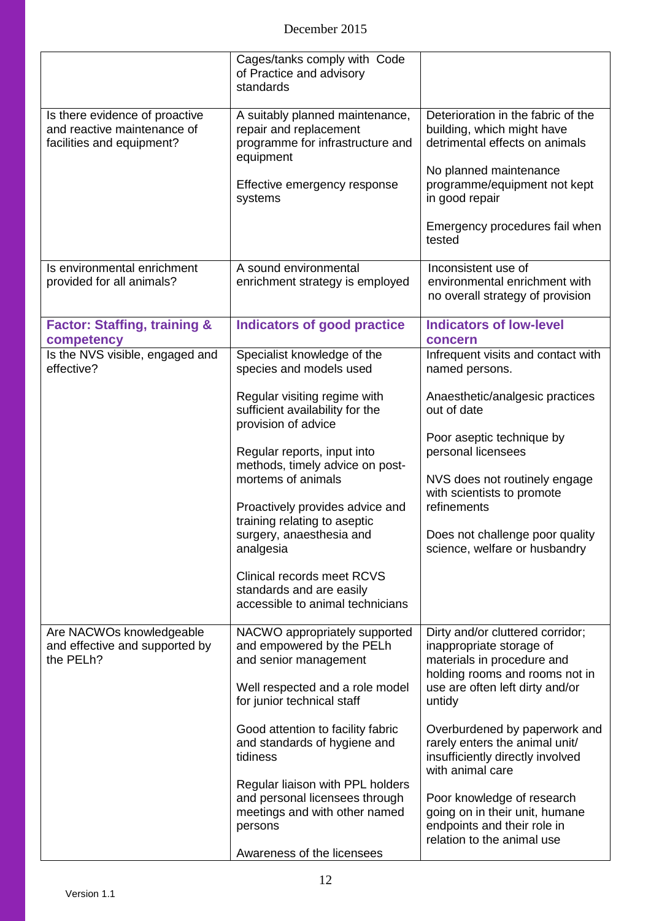| | | |
|---|---|---|
| | Cages/tanks comply with Code of Practice and advisory standards | |
| Is there evidence of proactive and reactive maintenance of facilities and equipment? | A suitably planned maintenance, repair and replacement programme for infrastructure and equipment<br><br>Effective emergency response systems | Deterioration in the fabric of the building, which might have detrimental effects on animals<br><br>No planned maintenance programme/equipment not kept in good repair<br><br>Emergency procedures fail when tested |
| Is environmental enrichment provided for all animals? | A sound environmental enrichment strategy is employed | Inconsistent use of environmental enrichment with no overall strategy of provision |
| **Factor: Staffing, training & competency** | **Indicators of good practice** | **Indicators of low-level concern** |
| Is the NVS visible, engaged and effective? | Specialist knowledge of the species and models used<br><br>Regular visiting regime with sufficient availability for the provision of advice<br><br>Regular reports, input into methods, timely advice on post-mortems of animals<br><br>Proactively provides advice and training relating to aseptic surgery, anaesthesia and analgesia<br><br>Clinical records meet RCVS standards and are easily accessible to animal technicians | Infrequent visits and contact with named persons.<br><br>Anaesthetic/analgesic practices out of date<br><br>Poor aseptic technique by personal licensees<br><br>NVS does not routinely engage with scientists to promote refinements<br><br>Does not challenge poor quality science, welfare or husbandry |
| Are NACWOs knowledgeable and effective and supported by the PELh? | NACWO appropriately supported and empowered by the PELh and senior management<br><br>Well respected and a role model for junior technical staff<br><br>Good attention to facility fabric and standards of hygiene and tidiness<br><br>Regular liaison with PPL holders and personal licensees through meetings and with other named persons<br><br>Awareness of the licensees | Dirty and/or cluttered corridor; inappropriate storage of materials in procedure and holding rooms and rooms not in use are often left dirty and/or untidy<br><br>Overburdened by paperwork and rarely enters the animal unit/ insufficiently directly involved with animal care<br><br>Poor knowledge of research going on in their unit, humane endpoints and their role in relation to the animal use |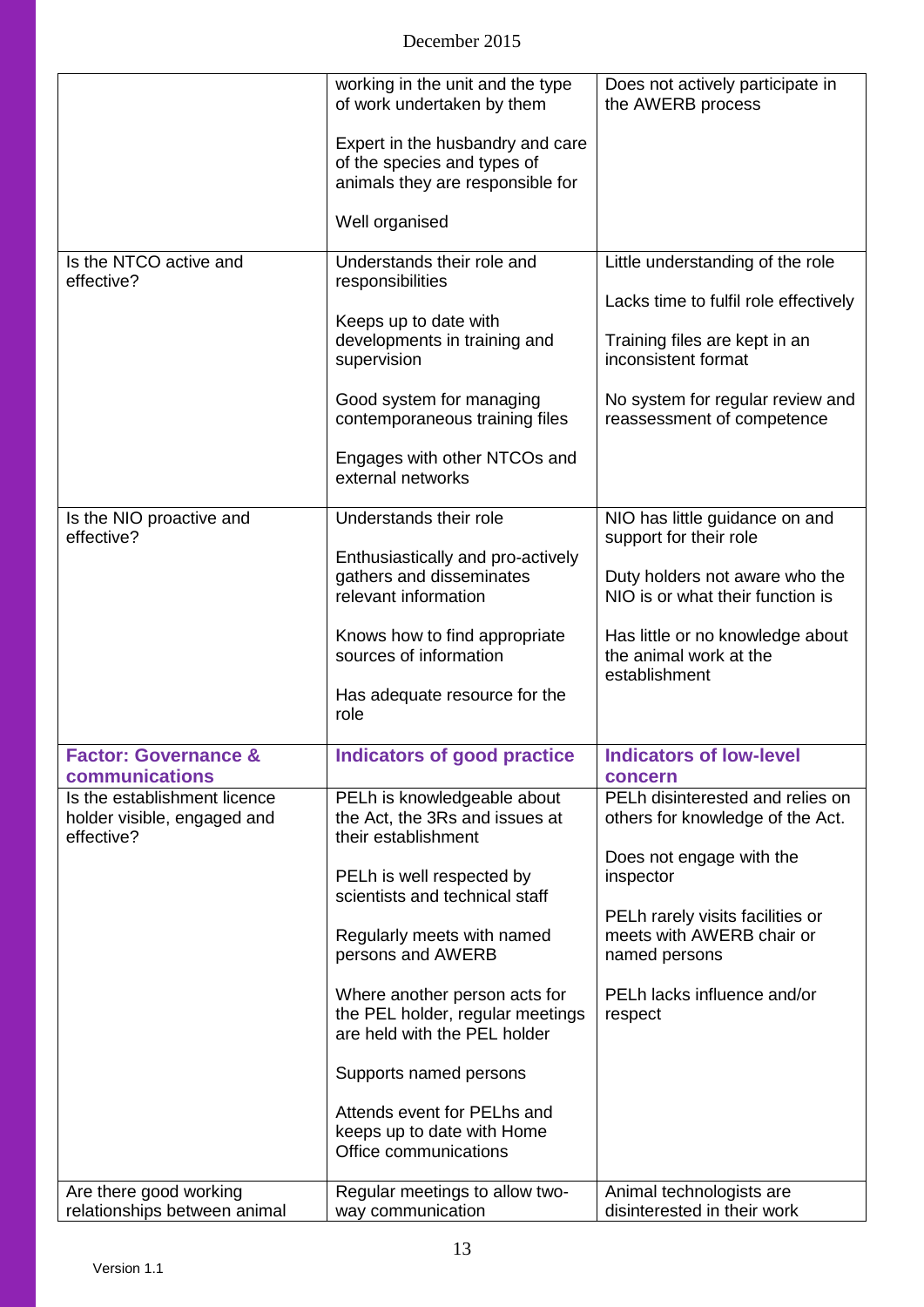| | | |
|---|---|---|
| | working in the unit and the type of work undertaken by them<br><br>Expert in the husbandry and care of the species and types of animals they are responsible for<br><br>Well organised | Does not actively participate in the AWERB process |
| Is the NTCO active and effective? | Understands their role and responsibilities<br><br>Keeps up to date with developments in training and supervision<br><br>Good system for managing contemporaneous training files<br><br>Engages with other NTCOs and external networks | Little understanding of the role<br><br>Lacks time to fulfil role effectively<br><br>Training files are kept in an inconsistent format<br><br>No system for regular review and reassessment of competence |
| Is the NIO proactive and effective? | Understands their role<br><br>Enthusiastically and pro-actively gathers and disseminates relevant information<br><br>Knows how to find appropriate sources of information<br><br>Has adequate resource for the role | NIO has little guidance on and support for their role<br><br>Duty holders not aware who the NIO is or what their function is<br><br>Has little or no knowledge about the animal work at the establishment |
| **Factor: Governance & communications** | **Indicators of good practice** | **Indicators of low-level concern** |
| Is the establishment licence holder visible, engaged and effective? | PELh is knowledgeable about the Act, the 3Rs and issues at their establishment<br><br>PELh is well respected by scientists and technical staff<br><br>Regularly meets with named persons and AWERB<br><br>Where another person acts for the PEL holder, regular meetings are held with the PEL holder<br><br>Supports named persons<br><br>Attends event for PELhs and keeps up to date with Home Office communications | PELh disinterested and relies on others for knowledge of the Act.<br><br>Does not engage with the inspector<br><br>PELh rarely visits facilities or meets with AWERB chair or named persons<br><br>PELh lacks influence and/or respect |
| Are there good working relationships between animal | Regular meetings to allow two-way communication | Animal technologists are disinterested in their work |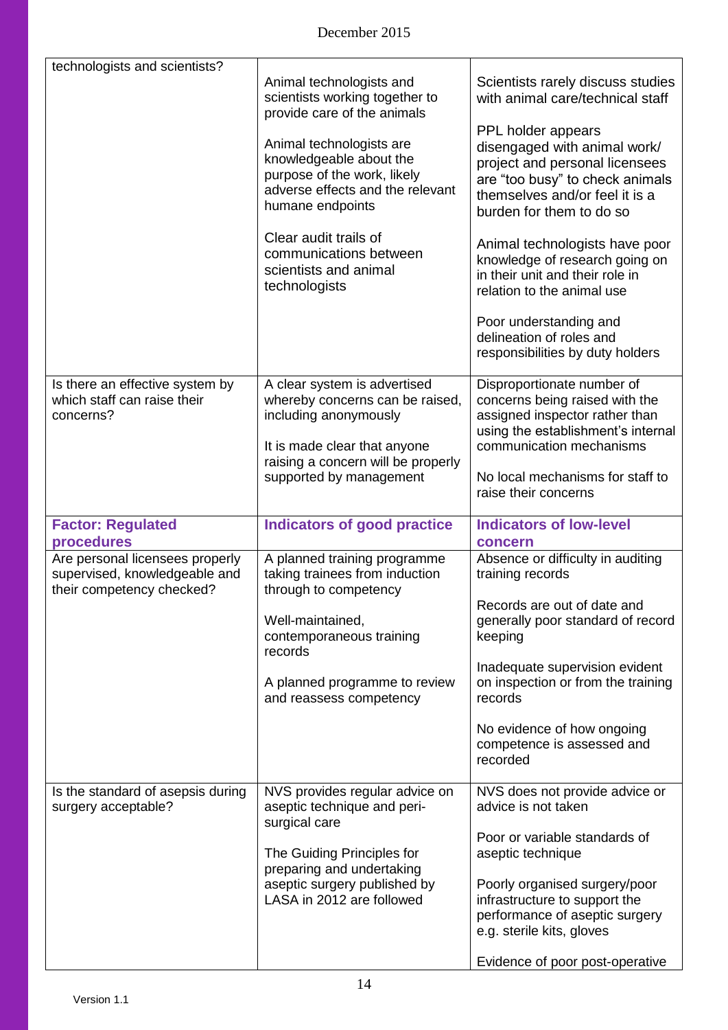| technologists and scientists? | Animal technologists and scientists working together to provide care of the animals<br><br>Animal technologists are knowledgeable about the purpose of the work, likely adverse effects and the relevant humane endpoints<br><br>Clear audit trails of communications between scientists and animal technologists | Scientists rarely discuss studies with animal care/technical staff<br><br>PPL holder appears disengaged with animal work/ project and personal licensees are "too busy" to check animals themselves and/or feel it is a burden for them to do so<br><br>Animal technologists have poor knowledge of research going on in their unit and their role in relation to the animal use<br><br>Poor understanding and delineation of roles and responsibilities by duty holders |
|---|---|---|
| Is there an effective system by which staff can raise their concerns? | A clear system is advertised whereby concerns can be raised, including anonymously<br><br>It is made clear that anyone raising a concern will be properly supported by management | Disproportionate number of concerns being raised with the assigned inspector rather than using the establishment's internal communication mechanisms<br><br>No local mechanisms for staff to raise their concerns |
| **Factor: Regulated procedures** | **Indicators of good practice** | **Indicators of low-level concern** |
| Are personal licensees properly supervised, knowledgeable and their competency checked? | A planned training programme taking trainees from induction through to competency<br><br>Well-maintained, contemporaneous training records<br><br>A planned programme to review and reassess competency | Absence or difficulty in auditing training records<br><br>Records are out of date and generally poor standard of record keeping<br><br>Inadequate supervision evident on inspection or from the training records<br><br>No evidence of how ongoing competence is assessed and recorded |
| Is the standard of asepsis during surgery acceptable? | NVS provides regular advice on aseptic technique and peri-surgical care<br><br>The Guiding Principles for preparing and undertaking aseptic surgery published by LASA in 2012 are followed | NVS does not provide advice or advice is not taken<br><br>Poor or variable standards of aseptic technique<br><br>Poorly organised surgery/poor infrastructure to support the performance of aseptic surgery e.g. sterile kits, gloves<br><br>Evidence of poor post-operative |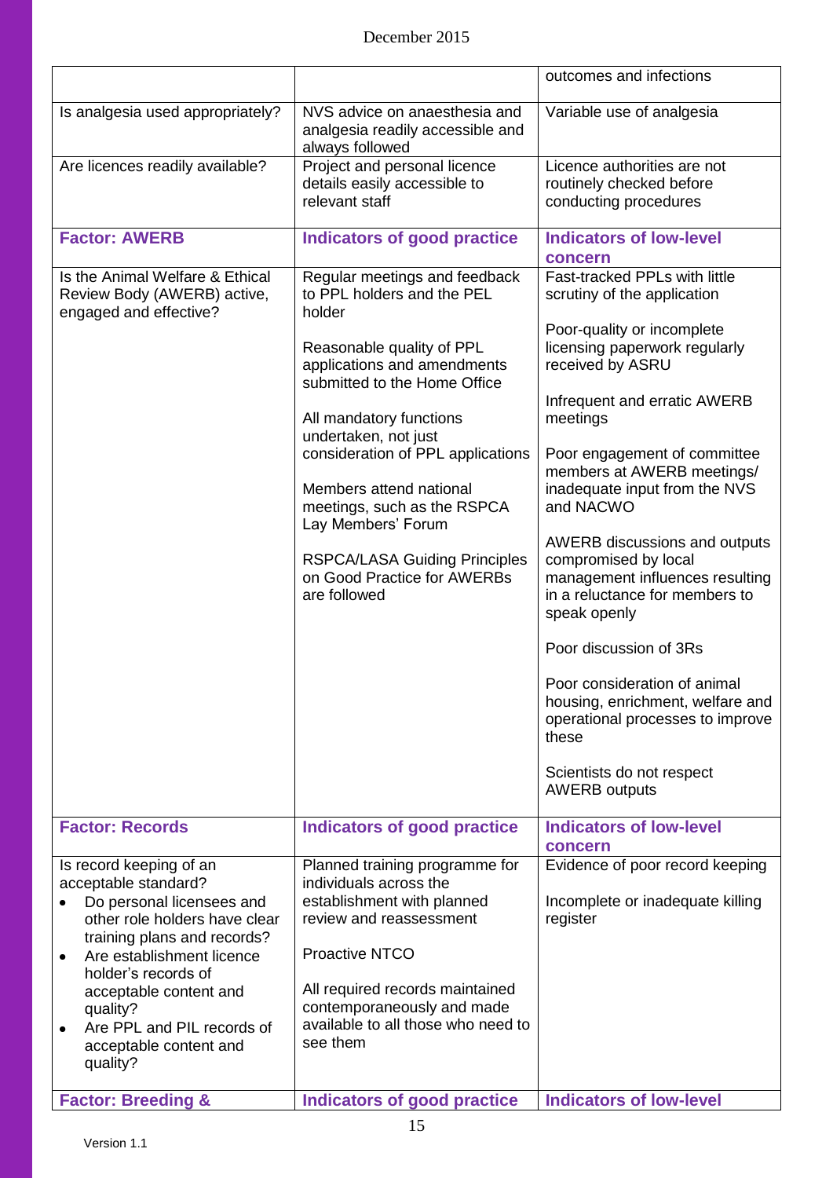| | | |
|---|---|---|
| | | outcomes and infections |
| Is analgesia used appropriately? | NVS advice on anaesthesia and analgesia readily accessible and always followed | Variable use of analgesia |
| Are licences readily available? | Project and personal licence details easily accessible to relevant staff | Licence authorities are not routinely checked before conducting procedures |
| **Factor: AWERB** | **Indicators of good practice** | **Indicators of low-level concern** |
| Is the Animal Welfare & Ethical Review Body (AWERB) active, engaged and effective? | Regular meetings and feedback to PPL holders and the PEL holder<br><br>Reasonable quality of PPL applications and amendments submitted to the Home Office<br><br>All mandatory functions undertaken, not just consideration of PPL applications<br><br>Members attend national meetings, such as the RSPCA Lay Members' Forum<br><br>RSPCA/LASA Guiding Principles on Good Practice for AWERBs are followed | Fast-tracked PPLs with little scrutiny of the application<br><br>Poor-quality or incomplete licensing paperwork regularly received by ASRU<br><br>Infrequent and erratic AWERB meetings<br><br>Poor engagement of committee members at AWERB meetings/ inadequate input from the NVS and NACWO<br><br>AWERB discussions and outputs compromised by local management influences resulting in a reluctance for members to speak openly<br><br>Poor discussion of 3Rs<br><br>Poor consideration of animal housing, enrichment, welfare and operational processes to improve these<br><br>Scientists do not respect AWERB outputs |
| **Factor: Records** | **Indicators of good practice** | **Indicators of low-level concern** |
| Is record keeping of an acceptable standard?<br>• Do personal licensees and other role holders have clear training plans and records?<br>• Are establishment licence holder's records of acceptable content and quality?<br>• Are PPL and PIL records of acceptable content and quality? | Planned training programme for individuals across the establishment with planned review and reassessment<br><br>Proactive NTCO<br><br>All required records maintained contemporaneously and made available to all those who need to see them | Evidence of poor record keeping<br><br>Incomplete or inadequate killing register |
| **Factor: Breeding &** | **Indicators of good practice** | **Indicators of low-level** |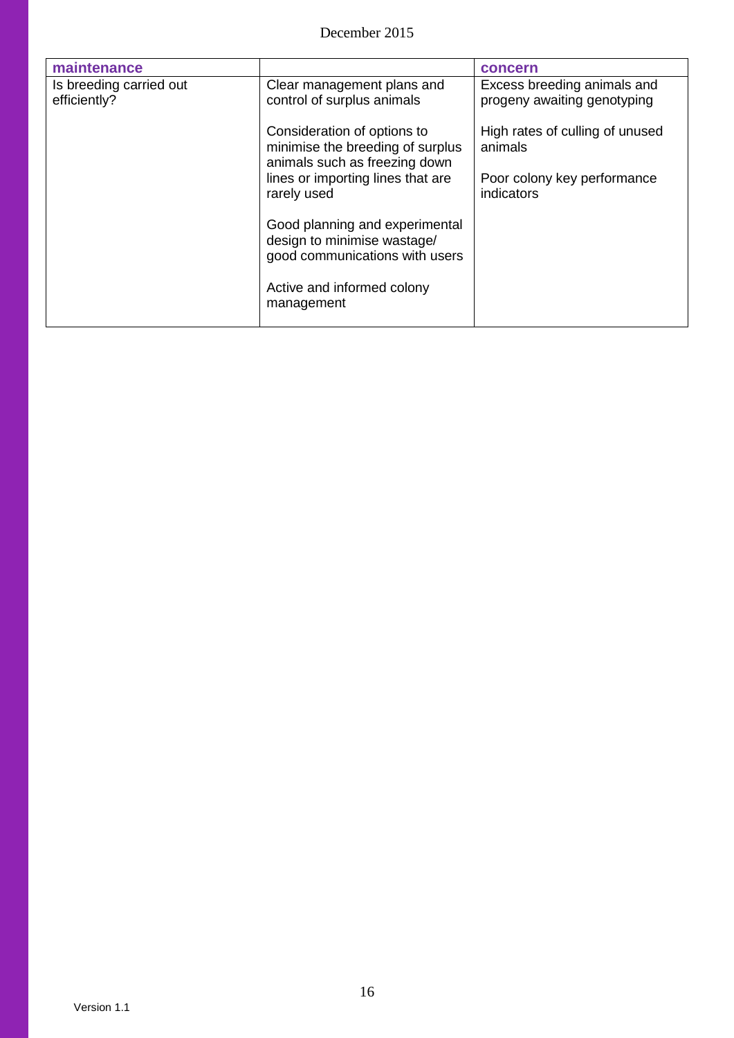| maintenance | | concern |
|---|---|---|
| Is breeding carried out efficiently? | Clear management plans and control of surplus animals<br><br>Consideration of options to minimise the breeding of surplus animals such as freezing down lines or importing lines that are rarely used<br><br>Good planning and experimental design to minimise wastage/ good communications with users<br><br>Active and informed colony management | Excess breeding animals and progeny awaiting genotyping<br><br>High rates of culling of unused animals<br><br>Poor colony key performance indicators |